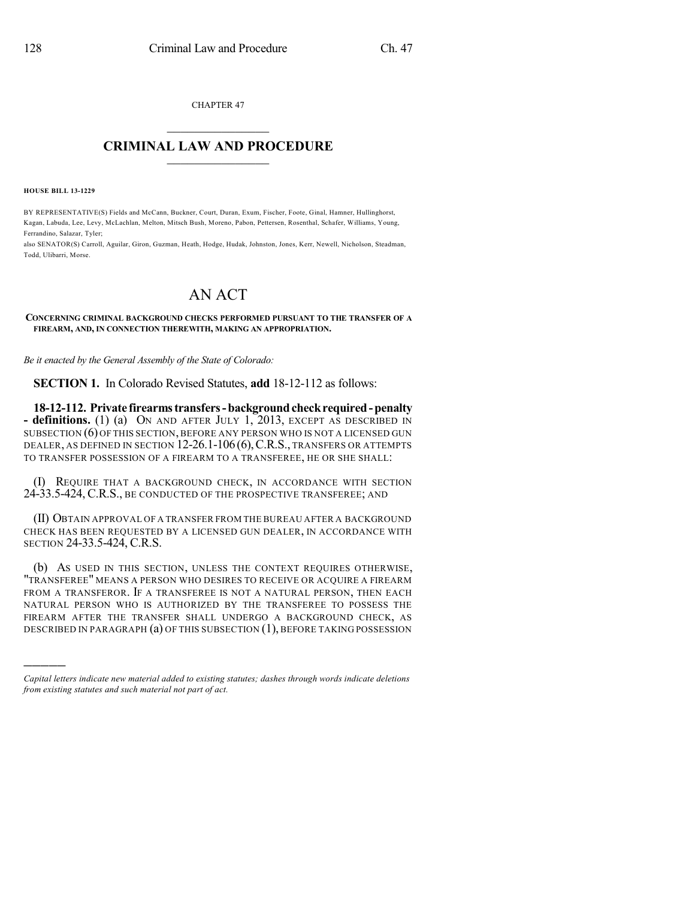CHAPTER 47

# CRIMINAL LAW AND PROCEDURE

**HOUSE BILL 13-1229**

BY REPRESENTATIVE(S) Fields and McCann, Buckner, Court, Duran, Exum, Fischer, Foote, Ginal, Hamner, Hullinghorst, Kagan, Labuda, Lee, Levy, McLachlan, Melton, Mitsch Bush, Moreno, Pabon, Pettersen, Rosenthal, Schafer, Williams, Young, Ferrandino, Salazar, Tyler;
also SENATOR(S) Carroll, Aguilar, Giron, Guzman, Heath, Hodge, Hudak, Johnston, Jones, Kerr, Newell, Nicholson, Steadman, Todd, Ulibarri, Morse.

# AN ACT

**CONCERNING CRIMINAL BACKGROUND CHECKS PERFORMED PURSUANT TO THE TRANSFER OF A FIREARM, AND, IN CONNECTION THEREWITH, MAKING AN APPROPRIATION.**

*Be it enacted by the General Assembly of the State of Colorado:*

**SECTION 1.** In Colorado Revised Statutes, **add** 18-12-112 as follows:

**18-12-112. Private firearms transfers - background check required - penalty - definitions.** (1) (a) ON AND AFTER JULY 1, 2013, EXCEPT AS DESCRIBED IN SUBSECTION (6) OF THIS SECTION, BEFORE ANY PERSON WHO IS NOT A LICENSED GUN DEALER, AS DEFINED IN SECTION 12-26.1-106 (6), C.R.S., TRANSFERS OR ATTEMPTS TO TRANSFER POSSESSION OF A FIREARM TO A TRANSFEREE, HE OR SHE SHALL:

(I) REQUIRE THAT A BACKGROUND CHECK, IN ACCORDANCE WITH SECTION 24-33.5-424, C.R.S., BE CONDUCTED OF THE PROSPECTIVE TRANSFEREE; AND

(II) OBTAIN APPROVAL OF A TRANSFER FROM THE BUREAU AFTER A BACKGROUND CHECK HAS BEEN REQUESTED BY A LICENSED GUN DEALER, IN ACCORDANCE WITH SECTION 24-33.5-424, C.R.S.

(b) AS USED IN THIS SECTION, UNLESS THE CONTEXT REQUIRES OTHERWISE, "TRANSFEREE" MEANS A PERSON WHO DESIRES TO RECEIVE OR ACQUIRE A FIREARM FROM A TRANSFEROR. IF A TRANSFEREE IS NOT A NATURAL PERSON, THEN EACH NATURAL PERSON WHO IS AUTHORIZED BY THE TRANSFEREE TO POSSESS THE FIREARM AFTER THE TRANSFER SHALL UNDERGO A BACKGROUND CHECK, AS DESCRIBED IN PARAGRAPH (a) OF THIS SUBSECTION (1), BEFORE TAKING POSSESSION

---

*Capital letters indicate new material added to existing statutes; dashes through words indicate deletions from existing statutes and such material not part of act.*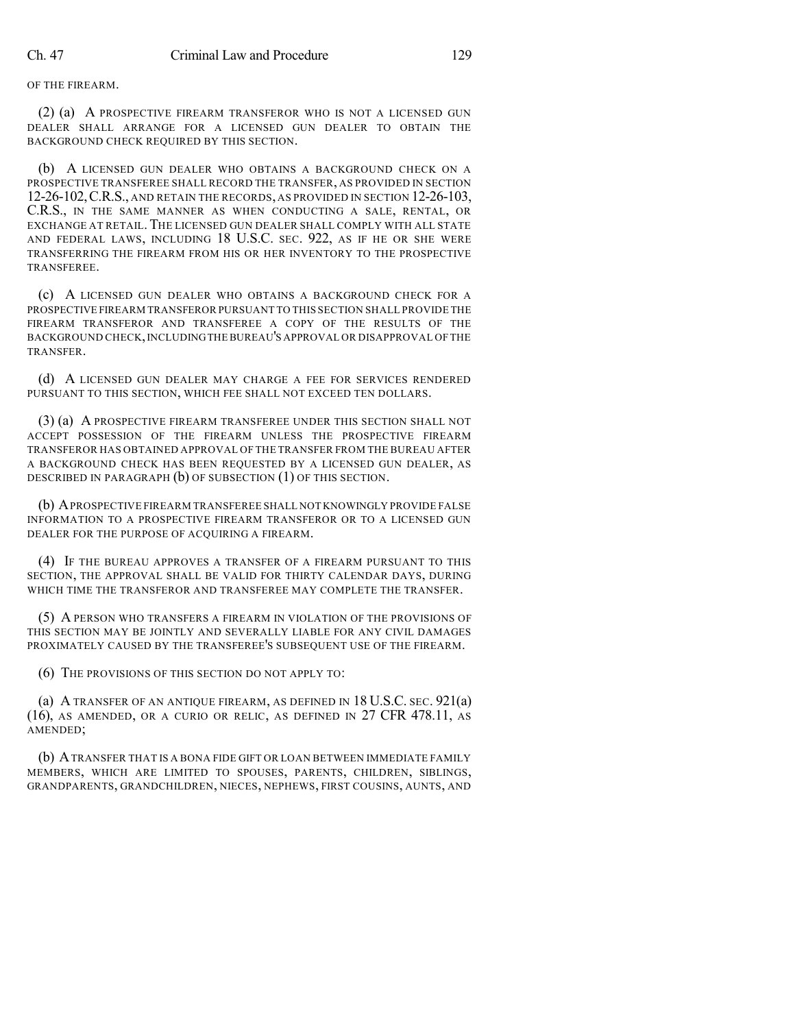OF THE FIREARM.

(2) (a) A PROSPECTIVE FIREARM TRANSFEROR WHO IS NOT A LICENSED GUN DEALER SHALL ARRANGE FOR A LICENSED GUN DEALER TO OBTAIN THE BACKGROUND CHECK REQUIRED BY THIS SECTION.

(b) A LICENSED GUN DEALER WHO OBTAINS A BACKGROUND CHECK ON A PROSPECTIVE TRANSFEREE SHALL RECORD THE TRANSFER, AS PROVIDED IN SECTION 12-26-102, C.R.S., AND RETAIN THE RECORDS, AS PROVIDED IN SECTION 12-26-103, C.R.S., IN THE SAME MANNER AS WHEN CONDUCTING A SALE, RENTAL, OR EXCHANGE AT RETAIL. THE LICENSED GUN DEALER SHALL COMPLY WITH ALL STATE AND FEDERAL LAWS, INCLUDING 18 U.S.C. SEC. 922, AS IF HE OR SHE WERE TRANSFERRING THE FIREARM FROM HIS OR HER INVENTORY TO THE PROSPECTIVE TRANSFEREE.

(c) A LICENSED GUN DEALER WHO OBTAINS A BACKGROUND CHECK FOR A PROSPECTIVE FIREARM TRANSFEROR PURSUANT TO THIS SECTION SHALL PROVIDE THE FIREARM TRANSFEROR AND TRANSFEREE A COPY OF THE RESULTS OF THE BACKGROUND CHECK, INCLUDING THE BUREAU'S APPROVAL OR DISAPPROVAL OF THE TRANSFER.

(d) A LICENSED GUN DEALER MAY CHARGE A FEE FOR SERVICES RENDERED PURSUANT TO THIS SECTION, WHICH FEE SHALL NOT EXCEED TEN DOLLARS.

(3) (a) A PROSPECTIVE FIREARM TRANSFEREE UNDER THIS SECTION SHALL NOT ACCEPT POSSESSION OF THE FIREARM UNLESS THE PROSPECTIVE FIREARM TRANSFEROR HAS OBTAINED APPROVAL OF THE TRANSFER FROM THE BUREAU AFTER A BACKGROUND CHECK HAS BEEN REQUESTED BY A LICENSED GUN DEALER, AS DESCRIBED IN PARAGRAPH (b) OF SUBSECTION (1) OF THIS SECTION.

(b) A PROSPECTIVE FIREARM TRANSFEREE SHALL NOT KNOWINGLY PROVIDE FALSE INFORMATION TO A PROSPECTIVE FIREARM TRANSFEROR OR TO A LICENSED GUN DEALER FOR THE PURPOSE OF ACQUIRING A FIREARM.

(4) IF THE BUREAU APPROVES A TRANSFER OF A FIREARM PURSUANT TO THIS SECTION, THE APPROVAL SHALL BE VALID FOR THIRTY CALENDAR DAYS, DURING WHICH TIME THE TRANSFEROR AND TRANSFEREE MAY COMPLETE THE TRANSFER.

(5) A PERSON WHO TRANSFERS A FIREARM IN VIOLATION OF THE PROVISIONS OF THIS SECTION MAY BE JOINTLY AND SEVERALLY LIABLE FOR ANY CIVIL DAMAGES PROXIMATELY CAUSED BY THE TRANSFEREE'S SUBSEQUENT USE OF THE FIREARM.

(6) THE PROVISIONS OF THIS SECTION DO NOT APPLY TO:

(a) A TRANSFER OF AN ANTIQUE FIREARM, AS DEFINED IN 18 U.S.C. SEC. 921(a)(16), AS AMENDED, OR A CURIO OR RELIC, AS DEFINED IN 27 CFR 478.11, AS AMENDED;

(b) A TRANSFER THAT IS A BONA FIDE GIFT OR LOAN BETWEEN IMMEDIATE FAMILY MEMBERS, WHICH ARE LIMITED TO SPOUSES, PARENTS, CHILDREN, SIBLINGS, GRANDPARENTS, GRANDCHILDREN, NIECES, NEPHEWS, FIRST COUSINS, AUNTS, AND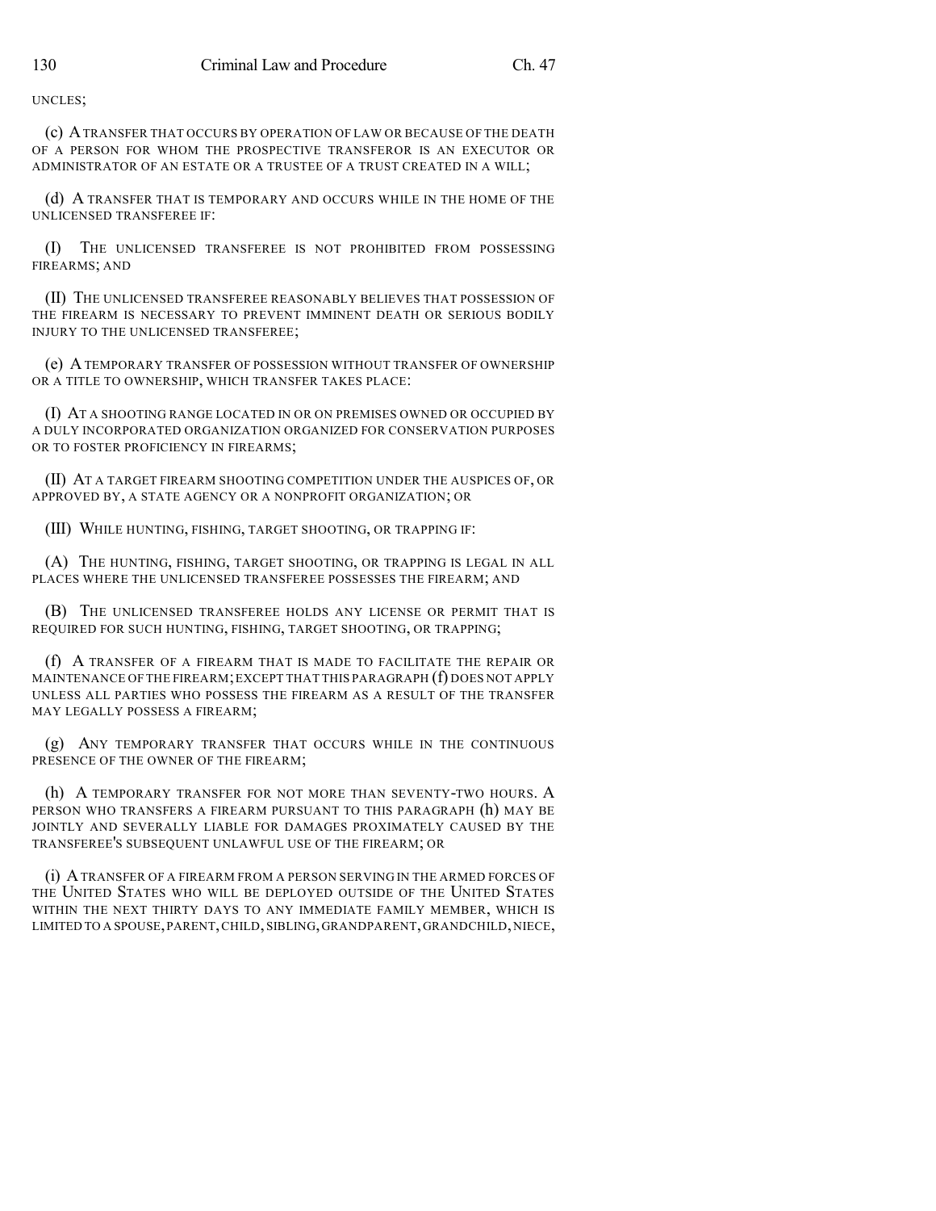UNCLES;

(c) A TRANSFER THAT OCCURS BY OPERATION OF LAW OR BECAUSE OF THE DEATH OF A PERSON FOR WHOM THE PROSPECTIVE TRANSFEROR IS AN EXECUTOR OR ADMINISTRATOR OF AN ESTATE OR A TRUSTEE OF A TRUST CREATED IN A WILL;

(d) A TRANSFER THAT IS TEMPORARY AND OCCURS WHILE IN THE HOME OF THE UNLICENSED TRANSFEREE IF:

(I) THE UNLICENSED TRANSFEREE IS NOT PROHIBITED FROM POSSESSING FIREARMS; AND

(II) THE UNLICENSED TRANSFEREE REASONABLY BELIEVES THAT POSSESSION OF THE FIREARM IS NECESSARY TO PREVENT IMMINENT DEATH OR SERIOUS BODILY INJURY TO THE UNLICENSED TRANSFEREE;

(e) A TEMPORARY TRANSFER OF POSSESSION WITHOUT TRANSFER OF OWNERSHIP OR A TITLE TO OWNERSHIP, WHICH TRANSFER TAKES PLACE:

(I) AT A SHOOTING RANGE LOCATED IN OR ON PREMISES OWNED OR OCCUPIED BY A DULY INCORPORATED ORGANIZATION ORGANIZED FOR CONSERVATION PURPOSES OR TO FOSTER PROFICIENCY IN FIREARMS;

(II) AT A TARGET FIREARM SHOOTING COMPETITION UNDER THE AUSPICES OF, OR APPROVED BY, A STATE AGENCY OR A NONPROFIT ORGANIZATION; OR

(III) WHILE HUNTING, FISHING, TARGET SHOOTING, OR TRAPPING IF:

(A) THE HUNTING, FISHING, TARGET SHOOTING, OR TRAPPING IS LEGAL IN ALL PLACES WHERE THE UNLICENSED TRANSFEREE POSSESSES THE FIREARM; AND

(B) THE UNLICENSED TRANSFEREE HOLDS ANY LICENSE OR PERMIT THAT IS REQUIRED FOR SUCH HUNTING, FISHING, TARGET SHOOTING, OR TRAPPING;

(f) A TRANSFER OF A FIREARM THAT IS MADE TO FACILITATE THE REPAIR OR MAINTENANCE OF THE FIREARM; EXCEPT THAT THIS PARAGRAPH (f) DOES NOT APPLY UNLESS ALL PARTIES WHO POSSESS THE FIREARM AS A RESULT OF THE TRANSFER MAY LEGALLY POSSESS A FIREARM;

(g) ANY TEMPORARY TRANSFER THAT OCCURS WHILE IN THE CONTINUOUS PRESENCE OF THE OWNER OF THE FIREARM;

(h) A TEMPORARY TRANSFER FOR NOT MORE THAN SEVENTY-TWO HOURS. A PERSON WHO TRANSFERS A FIREARM PURSUANT TO THIS PARAGRAPH (h) MAY BE JOINTLY AND SEVERALLY LIABLE FOR DAMAGES PROXIMATELY CAUSED BY THE TRANSFEREE'S SUBSEQUENT UNLAWFUL USE OF THE FIREARM; OR

(i) A TRANSFER OF A FIREARM FROM A PERSON SERVING IN THE ARMED FORCES OF THE UNITED STATES WHO WILL BE DEPLOYED OUTSIDE OF THE UNITED STATES WITHIN THE NEXT THIRTY DAYS TO ANY IMMEDIATE FAMILY MEMBER, WHICH IS LIMITED TO A SPOUSE, PARENT, CHILD, SIBLING, GRANDPARENT, GRANDCHILD, NIECE,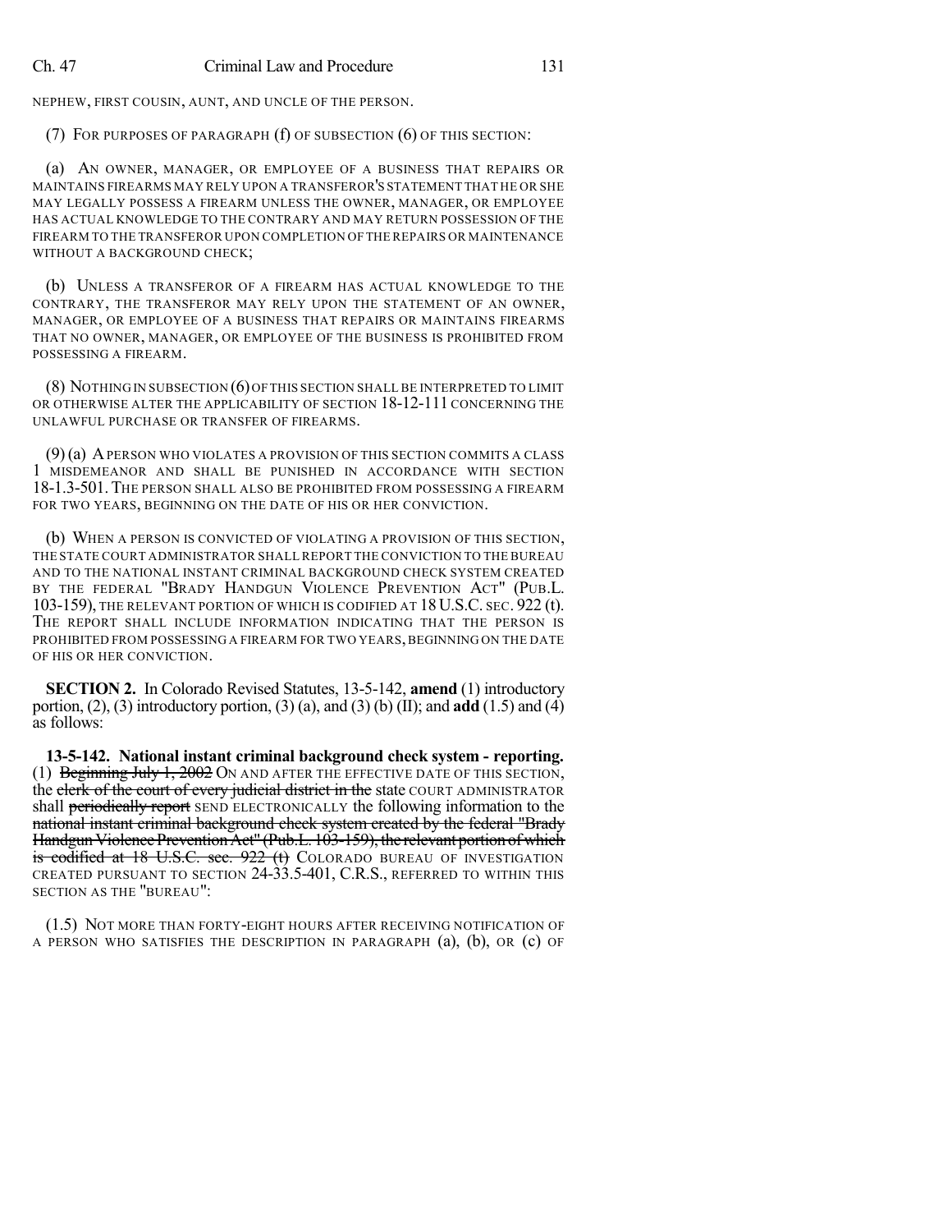NEPHEW, FIRST COUSIN, AUNT, AND UNCLE OF THE PERSON.

(7) FOR PURPOSES OF PARAGRAPH (f) OF SUBSECTION (6) OF THIS SECTION:

(a) AN OWNER, MANAGER, OR EMPLOYEE OF A BUSINESS THAT REPAIRS OR MAINTAINS FIREARMS MAY RELY UPON A TRANSFEROR'S STATEMENT THAT HE OR SHE MAY LEGALLY POSSESS A FIREARM UNLESS THE OWNER, MANAGER, OR EMPLOYEE HAS ACTUAL KNOWLEDGE TO THE CONTRARY AND MAY RETURN POSSESSION OF THE FIREARM TO THE TRANSFEROR UPON COMPLETION OF THE REPAIRS OR MAINTENANCE WITHOUT A BACKGROUND CHECK;

(b) UNLESS A TRANSFEROR OF A FIREARM HAS ACTUAL KNOWLEDGE TO THE CONTRARY, THE TRANSFEROR MAY RELY UPON THE STATEMENT OF AN OWNER, MANAGER, OR EMPLOYEE OF A BUSINESS THAT REPAIRS OR MAINTAINS FIREARMS THAT NO OWNER, MANAGER, OR EMPLOYEE OF THE BUSINESS IS PROHIBITED FROM POSSESSING A FIREARM.

(8) NOTHING IN SUBSECTION (6) OF THIS SECTION SHALL BE INTERPRETED TO LIMIT OR OTHERWISE ALTER THE APPLICABILITY OF SECTION 18-12-111 CONCERNING THE UNLAWFUL PURCHASE OR TRANSFER OF FIREARMS.

(9) (a) A PERSON WHO VIOLATES A PROVISION OF THIS SECTION COMMITS A CLASS 1 MISDEMEANOR AND SHALL BE PUNISHED IN ACCORDANCE WITH SECTION 18-1.3-501. THE PERSON SHALL ALSO BE PROHIBITED FROM POSSESSING A FIREARM FOR TWO YEARS, BEGINNING ON THE DATE OF HIS OR HER CONVICTION.

(b) WHEN A PERSON IS CONVICTED OF VIOLATING A PROVISION OF THIS SECTION, THE STATE COURT ADMINISTRATOR SHALL REPORT THE CONVICTION TO THE BUREAU AND TO THE NATIONAL INSTANT CRIMINAL BACKGROUND CHECK SYSTEM CREATED BY THE FEDERAL "BRADY HANDGUN VIOLENCE PREVENTION ACT" (PUB.L. 103-159), THE RELEVANT PORTION OF WHICH IS CODIFIED AT 18 U.S.C. SEC. 922 (t). THE REPORT SHALL INCLUDE INFORMATION INDICATING THAT THE PERSON IS PROHIBITED FROM POSSESSING A FIREARM FOR TWO YEARS, BEGINNING ON THE DATE OF HIS OR HER CONVICTION.

**SECTION 2.** In Colorado Revised Statutes, 13-5-142, **amend** (1) introductory portion, (2), (3) introductory portion, (3) (a), and (3) (b) (II); and **add** (1.5) and (4) as follows:

**13-5-142. National instant criminal background check system - reporting.** (1) ~~Beginning July 1, 2002~~ ON AND AFTER THE EFFECTIVE DATE OF THIS SECTION, the ~~clerk of the court of every judicial district in the~~ state COURT ADMINISTRATOR shall ~~periodically report~~ SEND ELECTRONICALLY the following information to the ~~national instant criminal background check system created by the federal "Brady Handgun Violence Prevention Act" (Pub.L. 103-159), the relevant portion of which is codified at 18 U.S.C. sec. 922 (t)~~ COLORADO BUREAU OF INVESTIGATION CREATED PURSUANT TO SECTION 24-33.5-401, C.R.S., REFERRED TO WITHIN THIS SECTION AS THE "BUREAU":

(1.5) NOT MORE THAN FORTY-EIGHT HOURS AFTER RECEIVING NOTIFICATION OF A PERSON WHO SATISFIES THE DESCRIPTION IN PARAGRAPH (a), (b), OR (c) OF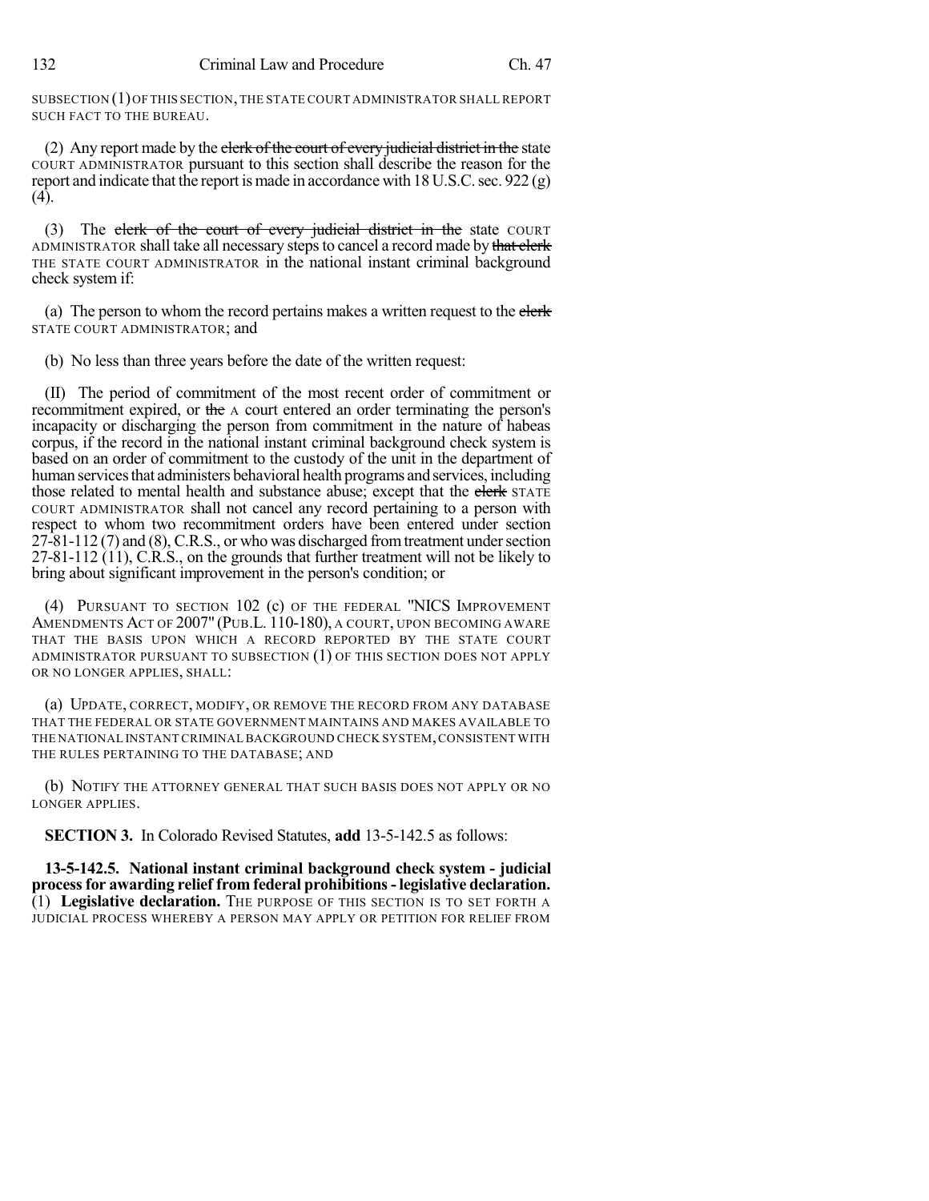SUBSECTION (1) OF THIS SECTION, THE STATE COURT ADMINISTRATOR SHALL REPORT SUCH FACT TO THE BUREAU.

(2) Any report made by the ~~clerk of the court of every judicial district in the~~ state COURT ADMINISTRATOR pursuant to this section shall describe the reason for the report and indicate that the report is made in accordance with 18 U.S.C. sec. 922 (g) (4).

(3) The ~~clerk of the court of every judicial district in the~~ state COURT ADMINISTRATOR shall take all necessary steps to cancel a record made by ~~that clerk~~ THE STATE COURT ADMINISTRATOR in the national instant criminal background check system if:

(a) The person to whom the record pertains makes a written request to the ~~clerk~~ STATE COURT ADMINISTRATOR; and

(b) No less than three years before the date of the written request:

(II) The period of commitment of the most recent order of commitment or recommitment expired, or ~~the~~ A court entered an order terminating the person's incapacity or discharging the person from commitment in the nature of habeas corpus, if the record in the national instant criminal background check system is based on an order of commitment to the custody of the unit in the department of human services that administers behavioral health programs and services, including those related to mental health and substance abuse; except that the ~~clerk~~ STATE COURT ADMINISTRATOR shall not cancel any record pertaining to a person with respect to whom two recommitment orders have been entered under section 27-81-112 (7) and (8), C.R.S., or who was discharged from treatment under section 27-81-112 (11), C.R.S., on the grounds that further treatment will not be likely to bring about significant improvement in the person's condition; or

(4) PURSUANT TO SECTION 102 (c) OF THE FEDERAL "NICS IMPROVEMENT AMENDMENTS ACT OF 2007" (PUB.L. 110-180), A COURT, UPON BECOMING AWARE THAT THE BASIS UPON WHICH A RECORD REPORTED BY THE STATE COURT ADMINISTRATOR PURSUANT TO SUBSECTION (1) OF THIS SECTION DOES NOT APPLY OR NO LONGER APPLIES, SHALL:

(a) UPDATE, CORRECT, MODIFY, OR REMOVE THE RECORD FROM ANY DATABASE THAT THE FEDERAL OR STATE GOVERNMENT MAINTAINS AND MAKES AVAILABLE TO THE NATIONAL INSTANT CRIMINAL BACKGROUND CHECK SYSTEM, CONSISTENT WITH THE RULES PERTAINING TO THE DATABASE; AND

(b) NOTIFY THE ATTORNEY GENERAL THAT SUCH BASIS DOES NOT APPLY OR NO LONGER APPLIES.

**SECTION 3.** In Colorado Revised Statutes, **add** 13-5-142.5 as follows:

**13-5-142.5. National instant criminal background check system - judicial process for awarding relief from federal prohibitions - legislative declaration.** (1) **Legislative declaration.** THE PURPOSE OF THIS SECTION IS TO SET FORTH A JUDICIAL PROCESS WHEREBY A PERSON MAY APPLY OR PETITION FOR RELIEF FROM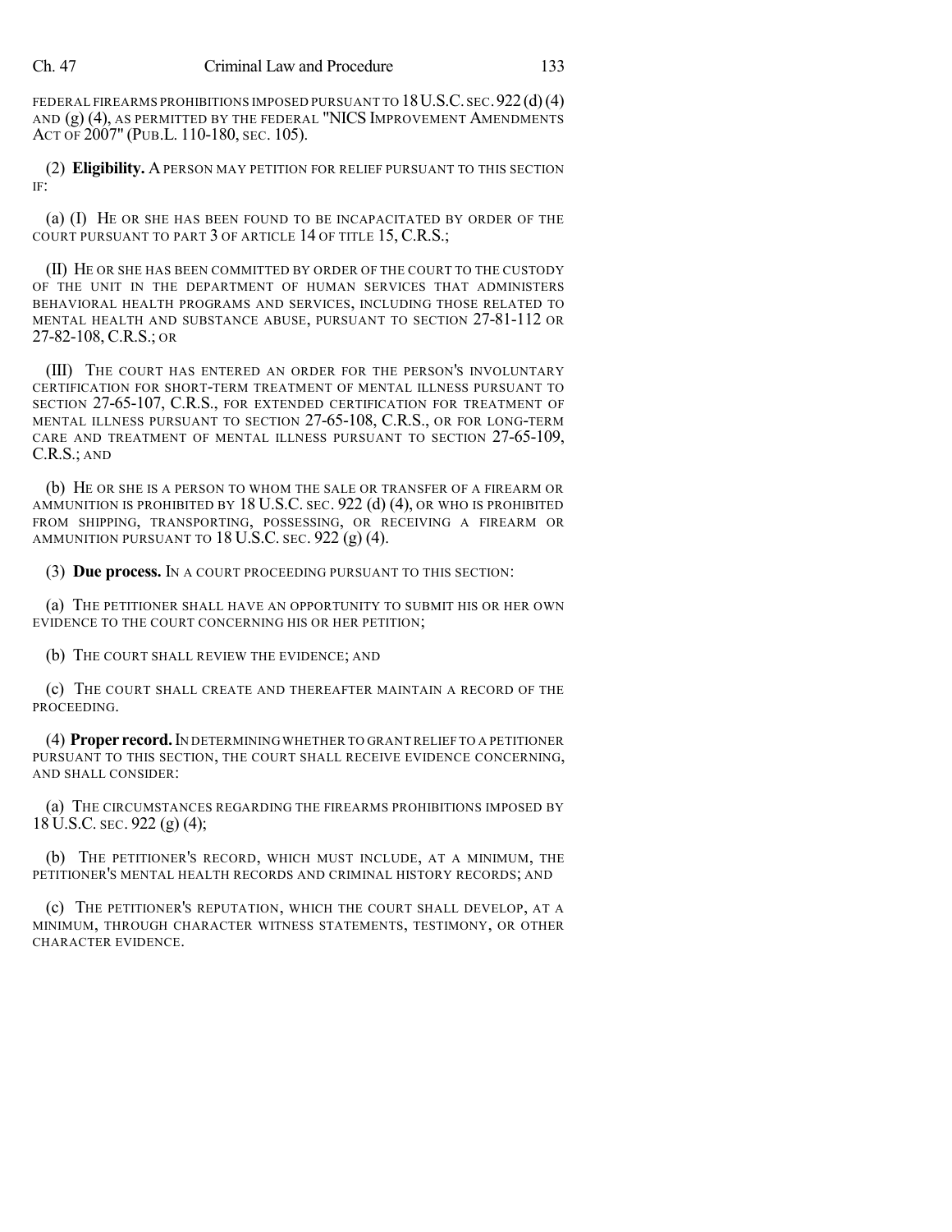FEDERAL FIREARMS PROHIBITIONS IMPOSED PURSUANT TO 18 U.S.C. SEC. 922 (d) (4) AND (g) (4), AS PERMITTED BY THE FEDERAL "NICS IMPROVEMENT AMENDMENTS ACT OF 2007" (PUB.L. 110-180, SEC. 105).

(2) **Eligibility.** A PERSON MAY PETITION FOR RELIEF PURSUANT TO THIS SECTION IF:

(a) (I) HE OR SHE HAS BEEN FOUND TO BE INCAPACITATED BY ORDER OF THE COURT PURSUANT TO PART 3 OF ARTICLE 14 OF TITLE 15, C.R.S.;

(II) HE OR SHE HAS BEEN COMMITTED BY ORDER OF THE COURT TO THE CUSTODY OF THE UNIT IN THE DEPARTMENT OF HUMAN SERVICES THAT ADMINISTERS BEHAVIORAL HEALTH PROGRAMS AND SERVICES, INCLUDING THOSE RELATED TO MENTAL HEALTH AND SUBSTANCE ABUSE, PURSUANT TO SECTION 27-81-112 OR 27-82-108, C.R.S.; OR

(III) THE COURT HAS ENTERED AN ORDER FOR THE PERSON'S INVOLUNTARY CERTIFICATION FOR SHORT-TERM TREATMENT OF MENTAL ILLNESS PURSUANT TO SECTION 27-65-107, C.R.S., FOR EXTENDED CERTIFICATION FOR TREATMENT OF MENTAL ILLNESS PURSUANT TO SECTION 27-65-108, C.R.S., OR FOR LONG-TERM CARE AND TREATMENT OF MENTAL ILLNESS PURSUANT TO SECTION 27-65-109, C.R.S.; AND

(b) HE OR SHE IS A PERSON TO WHOM THE SALE OR TRANSFER OF A FIREARM OR AMMUNITION IS PROHIBITED BY 18 U.S.C. SEC. 922 (d) (4), OR WHO IS PROHIBITED FROM SHIPPING, TRANSPORTING, POSSESSING, OR RECEIVING A FIREARM OR AMMUNITION PURSUANT TO 18 U.S.C. SEC. 922 (g) (4).

(3) **Due process.** IN A COURT PROCEEDING PURSUANT TO THIS SECTION:

(a) THE PETITIONER SHALL HAVE AN OPPORTUNITY TO SUBMIT HIS OR HER OWN EVIDENCE TO THE COURT CONCERNING HIS OR HER PETITION;

(b) THE COURT SHALL REVIEW THE EVIDENCE; AND

(c) THE COURT SHALL CREATE AND THEREAFTER MAINTAIN A RECORD OF THE PROCEEDING.

(4) **Proper record.** IN DETERMINING WHETHER TO GRANT RELIEF TO A PETITIONER PURSUANT TO THIS SECTION, THE COURT SHALL RECEIVE EVIDENCE CONCERNING, AND SHALL CONSIDER:

(a) THE CIRCUMSTANCES REGARDING THE FIREARMS PROHIBITIONS IMPOSED BY 18 U.S.C. SEC. 922 (g) (4);

(b) THE PETITIONER'S RECORD, WHICH MUST INCLUDE, AT A MINIMUM, THE PETITIONER'S MENTAL HEALTH RECORDS AND CRIMINAL HISTORY RECORDS; AND

(c) THE PETITIONER'S REPUTATION, WHICH THE COURT SHALL DEVELOP, AT A MINIMUM, THROUGH CHARACTER WITNESS STATEMENTS, TESTIMONY, OR OTHER CHARACTER EVIDENCE.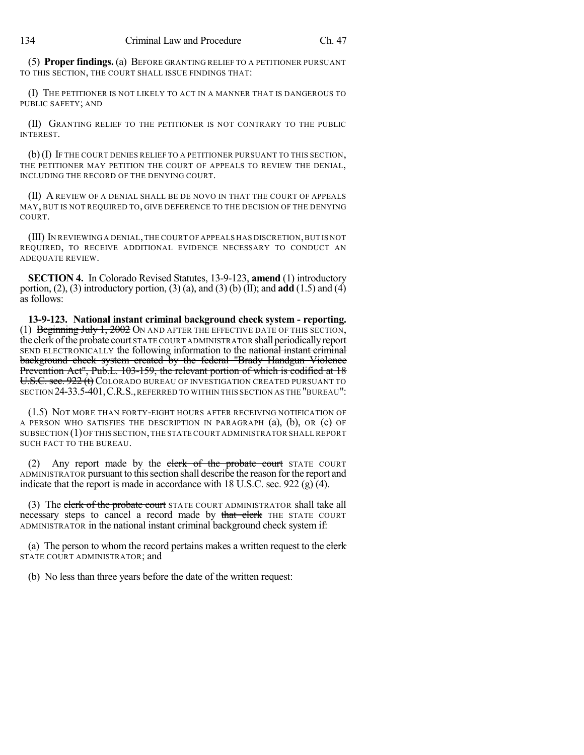(5) **Proper findings.** (a) BEFORE GRANTING RELIEF TO A PETITIONER PURSUANT TO THIS SECTION, THE COURT SHALL ISSUE FINDINGS THAT:

(I) THE PETITIONER IS NOT LIKELY TO ACT IN A MANNER THAT IS DANGEROUS TO PUBLIC SAFETY; AND

(II) GRANTING RELIEF TO THE PETITIONER IS NOT CONTRARY TO THE PUBLIC INTEREST.

(b) (I) IF THE COURT DENIES RELIEF TO A PETITIONER PURSUANT TO THIS SECTION, THE PETITIONER MAY PETITION THE COURT OF APPEALS TO REVIEW THE DENIAL, INCLUDING THE RECORD OF THE DENYING COURT.

(II) A REVIEW OF A DENIAL SHALL BE DE NOVO IN THAT THE COURT OF APPEALS MAY, BUT IS NOT REQUIRED TO, GIVE DEFERENCE TO THE DECISION OF THE DENYING COURT.

(III) IN REVIEWING A DENIAL, THE COURT OF APPEALS HAS DISCRETION, BUT IS NOT REQUIRED, TO RECEIVE ADDITIONAL EVIDENCE NECESSARY TO CONDUCT AN ADEQUATE REVIEW.

**SECTION 4.** In Colorado Revised Statutes, 13-9-123, **amend** (1) introductory portion, (2), (3) introductory portion, (3) (a), and (3) (b) (II); and **add** (1.5) and (4) as follows:

**13-9-123. National instant criminal background check system - reporting.** (1) ~~Beginning July 1, 2002~~ ON AND AFTER THE EFFECTIVE DATE OF THIS SECTION, the ~~clerk of the probate court~~ STATE COURT ADMINISTRATOR shall ~~periodically report~~ SEND ELECTRONICALLY the following information to the ~~national instant criminal background check system created by the federal "Brady Handgun Violence Prevention Act", Pub.L. 103-159, the relevant portion of which is codified at 18 U.S.C. sec. 922 (t)~~ COLORADO BUREAU OF INVESTIGATION CREATED PURSUANT TO SECTION 24-33.5-401, C.R.S., REFERRED TO WITHIN THIS SECTION AS THE "BUREAU":

(1.5) NOT MORE THAN FORTY-EIGHT HOURS AFTER RECEIVING NOTIFICATION OF A PERSON WHO SATISFIES THE DESCRIPTION IN PARAGRAPH (a), (b), OR (c) OF SUBSECTION (1) OF THIS SECTION, THE STATE COURT ADMINISTRATOR SHALL REPORT SUCH FACT TO THE BUREAU.

(2) Any report made by the ~~clerk of the probate court~~ STATE COURT ADMINISTRATOR pursuant to this section shall describe the reason for the report and indicate that the report is made in accordance with 18 U.S.C. sec. 922 (g) (4).

(3) The ~~clerk of the probate court~~ STATE COURT ADMINISTRATOR shall take all necessary steps to cancel a record made by ~~that clerk~~ THE STATE COURT ADMINISTRATOR in the national instant criminal background check system if:

(a) The person to whom the record pertains makes a written request to the ~~clerk~~ STATE COURT ADMINISTRATOR; and

(b) No less than three years before the date of the written request: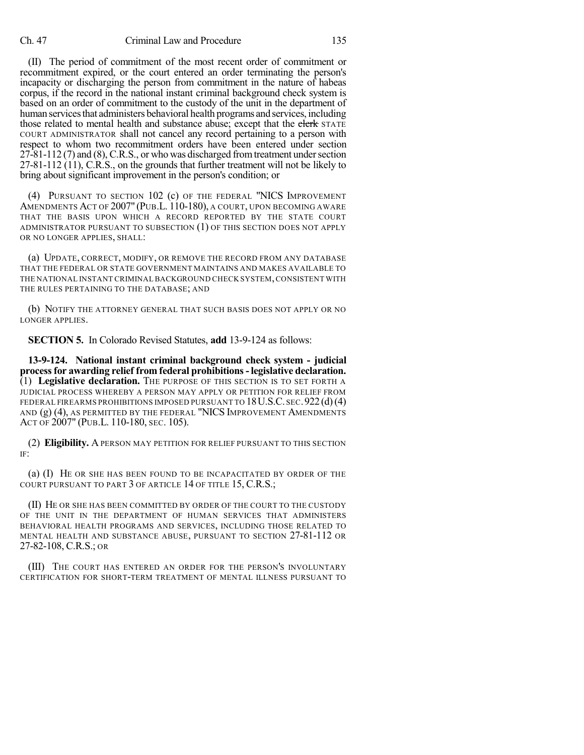(II) The period of commitment of the most recent order of commitment or recommitment expired, or the court entered an order terminating the person's incapacity or discharging the person from commitment in the nature of habeas corpus, if the record in the national instant criminal background check system is based on an order of commitment to the custody of the unit in the department of human services that administers behavioral health programs and services, including those related to mental health and substance abuse; except that the ~~clerk~~ STATE COURT ADMINISTRATOR shall not cancel any record pertaining to a person with respect to whom two recommitment orders have been entered under section 27-81-112 (7) and (8), C.R.S., or who was discharged from treatment under section 27-81-112 (11), C.R.S., on the grounds that further treatment will not be likely to bring about significant improvement in the person's condition; or

(4) PURSUANT TO SECTION 102 (c) OF THE FEDERAL "NICS IMPROVEMENT AMENDMENTS ACT OF 2007" (PUB.L. 110-180), A COURT, UPON BECOMING AWARE THAT THE BASIS UPON WHICH A RECORD REPORTED BY THE STATE COURT ADMINISTRATOR PURSUANT TO SUBSECTION (1) OF THIS SECTION DOES NOT APPLY OR NO LONGER APPLIES, SHALL:

(a) UPDATE, CORRECT, MODIFY, OR REMOVE THE RECORD FROM ANY DATABASE THAT THE FEDERAL OR STATE GOVERNMENT MAINTAINS AND MAKES AVAILABLE TO THE NATIONAL INSTANT CRIMINAL BACKGROUND CHECK SYSTEM, CONSISTENT WITH THE RULES PERTAINING TO THE DATABASE; AND

(b) NOTIFY THE ATTORNEY GENERAL THAT SUCH BASIS DOES NOT APPLY OR NO LONGER APPLIES.

**SECTION 5.** In Colorado Revised Statutes, **add** 13-9-124 as follows:

**13-9-124. National instant criminal background check system - judicial process for awarding relief from federal prohibitions - legislative declaration.** (1) **Legislative declaration.** THE PURPOSE OF THIS SECTION IS TO SET FORTH A JUDICIAL PROCESS WHEREBY A PERSON MAY APPLY OR PETITION FOR RELIEF FROM FEDERAL FIREARMS PROHIBITIONS IMPOSED PURSUANT TO 18 U.S.C. SEC. 922 (d) (4) AND (g) (4), AS PERMITTED BY THE FEDERAL "NICS IMPROVEMENT AMENDMENTS ACT OF 2007" (PUB.L. 110-180, SEC. 105).

(2) **Eligibility.** A PERSON MAY PETITION FOR RELIEF PURSUANT TO THIS SECTION IF:

(a) (I) HE OR SHE HAS BEEN FOUND TO BE INCAPACITATED BY ORDER OF THE COURT PURSUANT TO PART 3 OF ARTICLE 14 OF TITLE 15, C.R.S.;

(II) HE OR SHE HAS BEEN COMMITTED BY ORDER OF THE COURT TO THE CUSTODY OF THE UNIT IN THE DEPARTMENT OF HUMAN SERVICES THAT ADMINISTERS BEHAVIORAL HEALTH PROGRAMS AND SERVICES, INCLUDING THOSE RELATED TO MENTAL HEALTH AND SUBSTANCE ABUSE, PURSUANT TO SECTION 27-81-112 OR 27-82-108, C.R.S.; OR

(III) THE COURT HAS ENTERED AN ORDER FOR THE PERSON'S INVOLUNTARY CERTIFICATION FOR SHORT-TERM TREATMENT OF MENTAL ILLNESS PURSUANT TO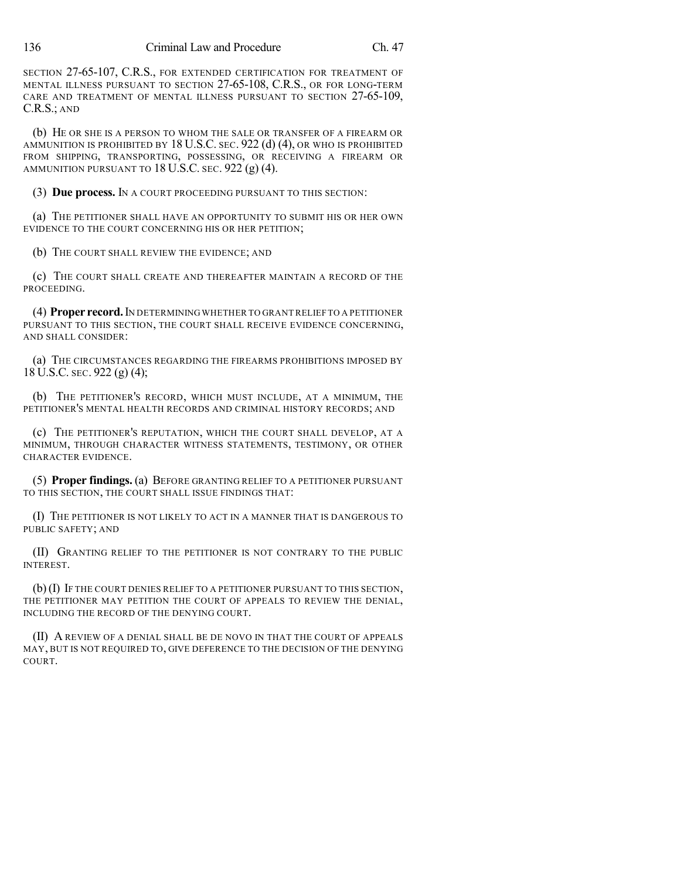SECTION 27-65-107, C.R.S., FOR EXTENDED CERTIFICATION FOR TREATMENT OF MENTAL ILLNESS PURSUANT TO SECTION 27-65-108, C.R.S., OR FOR LONG-TERM CARE AND TREATMENT OF MENTAL ILLNESS PURSUANT TO SECTION 27-65-109, C.R.S.; AND

(b) HE OR SHE IS A PERSON TO WHOM THE SALE OR TRANSFER OF A FIREARM OR AMMUNITION IS PROHIBITED BY 18 U.S.C. SEC. 922 (d) (4), OR WHO IS PROHIBITED FROM SHIPPING, TRANSPORTING, POSSESSING, OR RECEIVING A FIREARM OR AMMUNITION PURSUANT TO 18 U.S.C. SEC. 922 (g) (4).

(3) **Due process.** IN A COURT PROCEEDING PURSUANT TO THIS SECTION:

(a) THE PETITIONER SHALL HAVE AN OPPORTUNITY TO SUBMIT HIS OR HER OWN EVIDENCE TO THE COURT CONCERNING HIS OR HER PETITION;

(b) THE COURT SHALL REVIEW THE EVIDENCE; AND

(c) THE COURT SHALL CREATE AND THEREAFTER MAINTAIN A RECORD OF THE PROCEEDING.

(4) **Proper record.** IN DETERMINING WHETHER TO GRANT RELIEF TO A PETITIONER PURSUANT TO THIS SECTION, THE COURT SHALL RECEIVE EVIDENCE CONCERNING, AND SHALL CONSIDER:

(a) THE CIRCUMSTANCES REGARDING THE FIREARMS PROHIBITIONS IMPOSED BY 18 U.S.C. SEC. 922 (g) (4);

(b) THE PETITIONER'S RECORD, WHICH MUST INCLUDE, AT A MINIMUM, THE PETITIONER'S MENTAL HEALTH RECORDS AND CRIMINAL HISTORY RECORDS; AND

(c) THE PETITIONER'S REPUTATION, WHICH THE COURT SHALL DEVELOP, AT A MINIMUM, THROUGH CHARACTER WITNESS STATEMENTS, TESTIMONY, OR OTHER CHARACTER EVIDENCE.

(5) **Proper findings.** (a) BEFORE GRANTING RELIEF TO A PETITIONER PURSUANT TO THIS SECTION, THE COURT SHALL ISSUE FINDINGS THAT:

(I) THE PETITIONER IS NOT LIKELY TO ACT IN A MANNER THAT IS DANGEROUS TO PUBLIC SAFETY; AND

(II) GRANTING RELIEF TO THE PETITIONER IS NOT CONTRARY TO THE PUBLIC INTEREST.

(b) (I) IF THE COURT DENIES RELIEF TO A PETITIONER PURSUANT TO THIS SECTION, THE PETITIONER MAY PETITION THE COURT OF APPEALS TO REVIEW THE DENIAL, INCLUDING THE RECORD OF THE DENYING COURT.

(II) A REVIEW OF A DENIAL SHALL BE DE NOVO IN THAT THE COURT OF APPEALS MAY, BUT IS NOT REQUIRED TO, GIVE DEFERENCE TO THE DECISION OF THE DENYING COURT.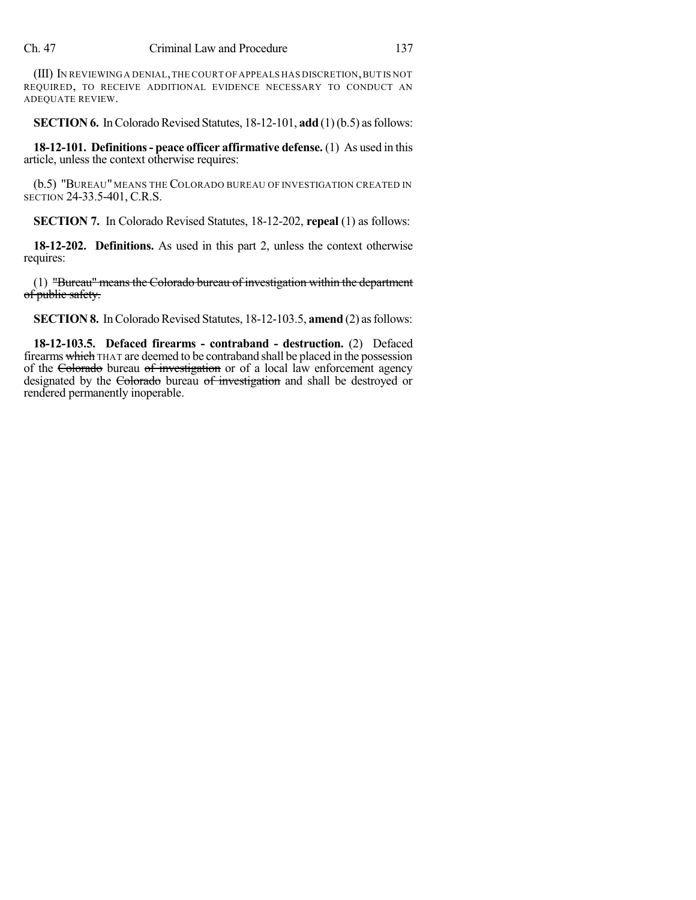(III) IN REVIEWING A DENIAL, THE COURT OF APPEALS HAS DISCRETION, BUT IS NOT REQUIRED, TO RECEIVE ADDITIONAL EVIDENCE NECESSARY TO CONDUCT AN ADEQUATE REVIEW.

**SECTION 6.** In Colorado Revised Statutes, 18-12-101, **add** (1) (b.5) as follows:

**18-12-101. Definitions - peace officer affirmative defense.** (1) As used in this article, unless the context otherwise requires:

(b.5) "BUREAU" MEANS THE COLORADO BUREAU OF INVESTIGATION CREATED IN SECTION 24-33.5-401, C.R.S.

**SECTION 7.** In Colorado Revised Statutes, 18-12-202, **repeal** (1) as follows:

**18-12-202. Definitions.** As used in this part 2, unless the context otherwise requires:

(1) ~~"Bureau" means the Colorado bureau of investigation within the department of public safety.~~

**SECTION 8.** In Colorado Revised Statutes, 18-12-103.5, **amend** (2) as follows:

**18-12-103.5. Defaced firearms - contraband - destruction.** (2) Defaced firearms ~~which~~ THAT are deemed to be contraband shall be placed in the possession of the ~~Colorado~~ bureau ~~of investigation~~ or of a local law enforcement agency designated by the ~~Colorado~~ bureau ~~of investigation~~ and shall be destroyed or rendered permanently inoperable.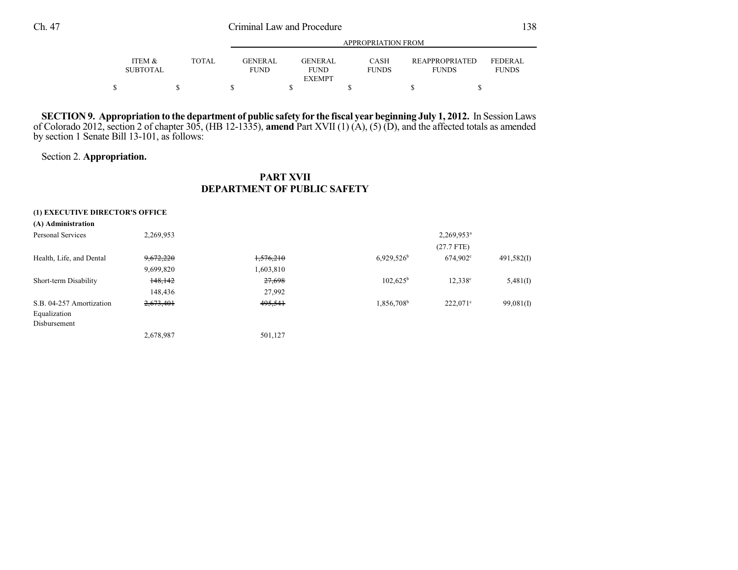**SECTION 9. Appropriation to the department of public safety for the fiscal year beginning July 1, 2012.** In Session Laws of Colorado 2012, section 2 of chapter 305, (HB 12-1335), **amend** Part XVII (1) (A), (5) (D), and the affected totals as amended by section 1 Senate Bill 13-101, as follows:

Section 2. **Appropriation.**

## PART XVII
## DEPARTMENT OF PUBLIC SAFETY

| | ITEM & SUBTOTAL | TOTAL | GENERAL FUND | GENERAL FUND EXEMPT | CASH FUNDS | REAPPROPRIATED FUNDS | FEDERAL FUNDS |
|---|---|---|---|---|---|---|---|
| | | | APPROPRIATION FROM | | | | |
| | $ | $ | $ | $ | $ | $ | $ |
| **(1) EXECUTIVE DIRECTOR'S OFFICE** | | | | | | | |
| **(A) Administration** | | | | | | | |
| Personal Services | 2,269,953 | | | | | 2,269,953[a] | |
| | | | | | | (27.7 FTE) | |
| Health, Life, and Dental | ~~9,672,220~~ | | ~~1,576,210~~ | | 6,929,526[b] | 674,902[c] | 491,582(I) |
| | 9,699,820 | | 1,603,810 | | | | |
| Short-term Disability | ~~148,142~~ | | ~~27,698~~ | | 102,625[b] | 12,338[c] | 5,481(I) |
| | 148,436 | | 27,992 | | | | |
| S.B. 04-257 Amortization Equalization Disbursement | ~~2,673,401~~ | | ~~495,541~~ | | 1,856,708[b] | 222,071[c] | 99,081(I) |
| | 2,678,987 | | 501,127 | | | | |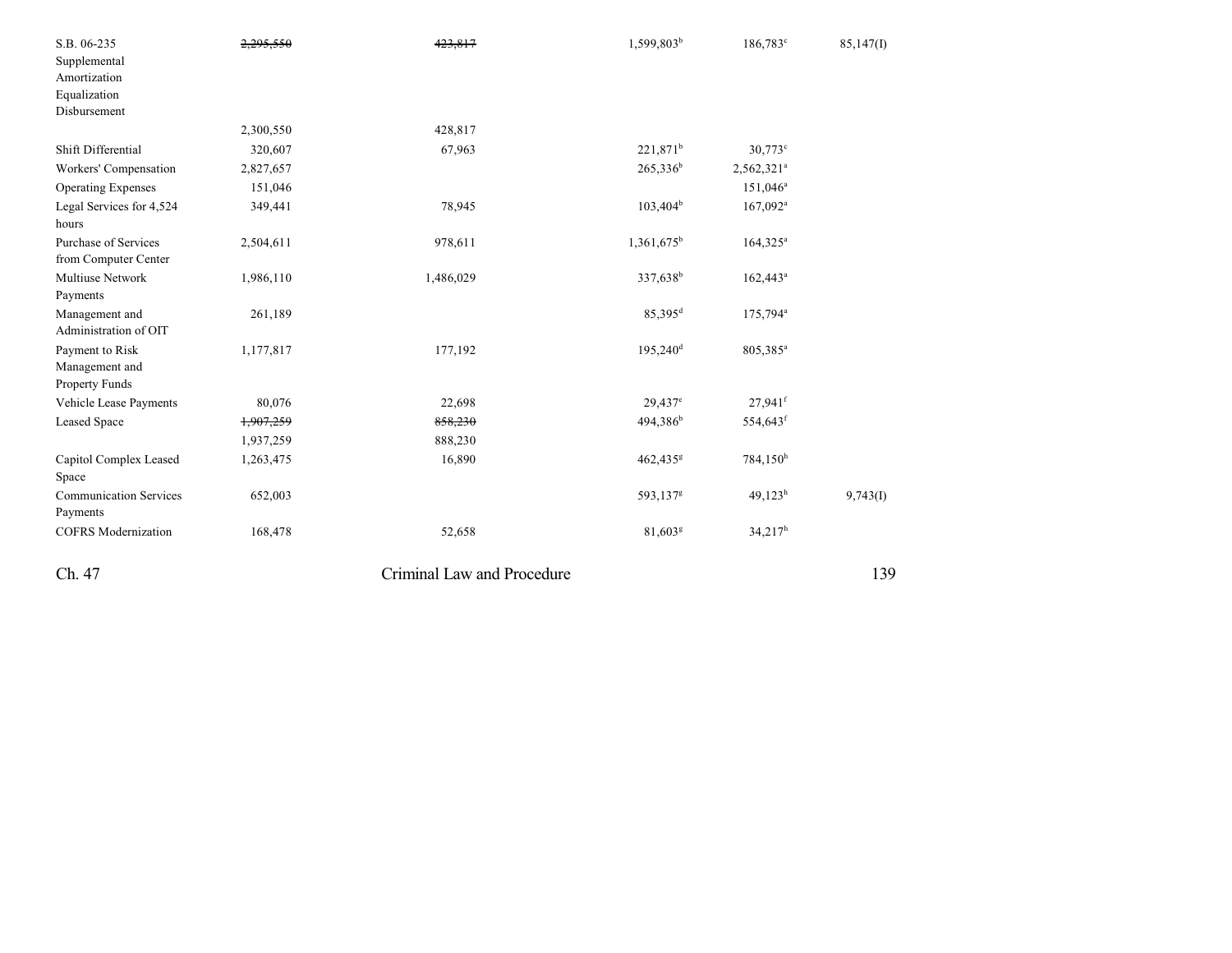| | | | | | |
|---|---|---|---|---|---|
| S.B. 06-235 Supplemental Amortization Equalization Disbursement | ~~2,295,550~~ | ~~423,817~~ | 1,599,803[b] | 186,783[c] | 85,147(I) |
| | 2,300,550 | 428,817 | | | |
| Shift Differential | 320,607 | 67,963 | 221,871[b] | 30,773[c] | |
| Workers' Compensation | 2,827,657 | | 265,336[b] | 2,562,321[a] | |
| Operating Expenses | 151,046 | | | 151,046[a] | |
| Legal Services for 4,524 hours | 349,441 | 78,945 | 103,404[b] | 167,092[a] | |
| Purchase of Services from Computer Center | 2,504,611 | 978,611 | 1,361,675[b] | 164,325[a] | |
| Multiuse Network Payments | 1,986,110 | 1,486,029 | 337,638[b] | 162,443[a] | |
| Management and Administration of OIT | 261,189 | | 85,395[d] | 175,794[a] | |
| Payment to Risk Management and Property Funds | 1,177,817 | 177,192 | 195,240[d] | 805,385[a] | |
| Vehicle Lease Payments | 80,076 | 22,698 | 29,437[e] | 27,941[f] | |
| Leased Space | ~~1,907,259~~ | ~~858,230~~ | 494,386[b] | 554,643[f] | |
| | 1,937,259 | 888,230 | | | |
| Capitol Complex Leased Space | 1,263,475 | 16,890 | 462,435[g] | 784,150[h] | |
| Communication Services Payments | 652,003 | | 593,137[g] | 49,123[h] | 9,743(I) |
| COFRS Modernization | 168,478 | 52,658 | 81,603[g] | 34,217[h] | |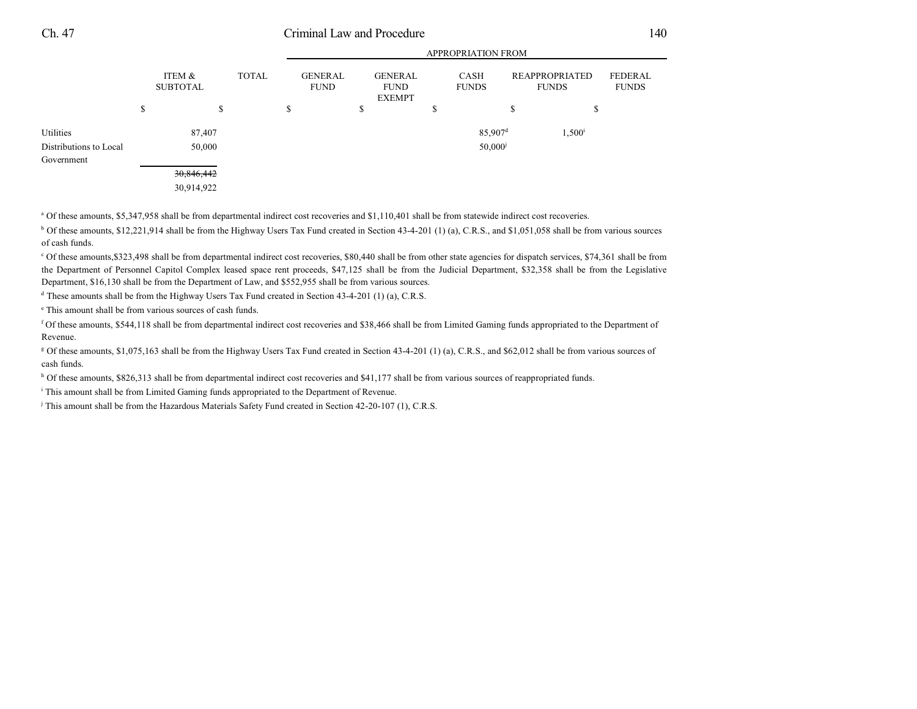| | ITEM & SUBTOTAL | TOTAL | APPROPRIATION FROM GENERAL FUND | GENERAL FUND EXEMPT | CASH FUNDS | REAPPROPRIATED FUNDS | FEDERAL FUNDS |
|---|---|---|---|---|---|---|---|
| | $ | $ | $ | $ | $ | $ | $ |
| Utilities | 87,407 | | | | 85,907[d] | 1,500[i] | |
| Distributions to Local Government | 50,000 | | | | 50,000[j] | | |
| | ~~30,846,442~~ 30,914,922 | | | | | | |

[a] Of these amounts, $5,347,958 shall be from departmental indirect cost recoveries and $1,110,401 shall be from statewide indirect cost recoveries.

[b] Of these amounts, $12,221,914 shall be from the Highway Users Tax Fund created in Section 43-4-201 (1) (a), C.R.S., and $1,051,058 shall be from various sources of cash funds.

[c] Of these amounts,$323,498 shall be from departmental indirect cost recoveries, $80,440 shall be from other state agencies for dispatch services, $74,361 shall be from the Department of Personnel Capitol Complex leased space rent proceeds, $47,125 shall be from the Judicial Department, $32,358 shall be from the Legislative Department, $16,130 shall be from the Department of Law, and $552,955 shall be from various sources.

[d] These amounts shall be from the Highway Users Tax Fund created in Section 43-4-201 (1) (a), C.R.S.

[e] This amount shall be from various sources of cash funds.

[f] Of these amounts, $544,118 shall be from departmental indirect cost recoveries and $38,466 shall be from Limited Gaming funds appropriated to the Department of Revenue.

[g] Of these amounts, $1,075,163 shall be from the Highway Users Tax Fund created in Section 43-4-201 (1) (a), C.R.S., and $62,012 shall be from various sources of cash funds.

[h] Of these amounts, $826,313 shall be from departmental indirect cost recoveries and $41,177 shall be from various sources of reappropriated funds.

[i] This amount shall be from Limited Gaming funds appropriated to the Department of Revenue.

[j] This amount shall be from the Hazardous Materials Safety Fund created in Section 42-20-107 (1), C.R.S.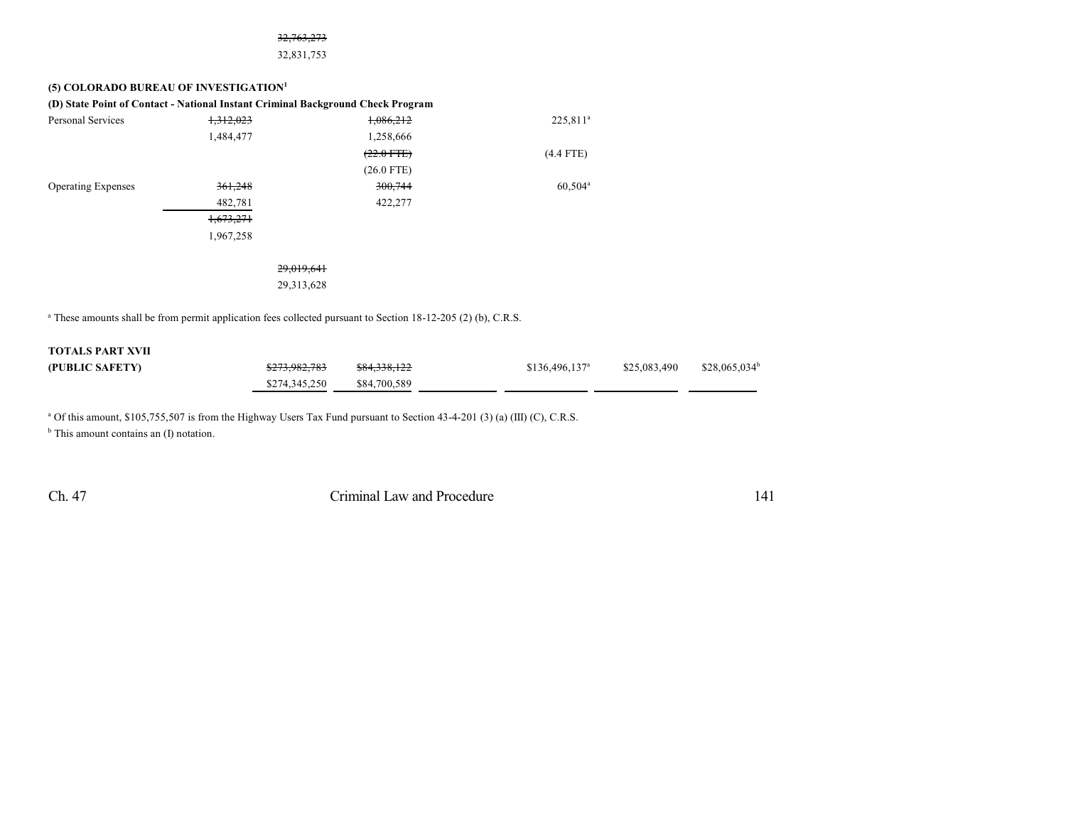~~32,763,273~~
32,831,753

**(5) COLORADO BUREAU OF INVESTIGATION**[1]

**(D) State Point of Contact - National Instant Criminal Background Check Program**

| | | | | | | | |
|---|---|---|---|---|---|---|---|
| Personal Services | ~~1,312,023~~ | | ~~1,086,212~~ | | 225,811[a] | | |
| | 1,484,477 | | 1,258,666 | | | | |
| | | | ~~(22.0 FTE)~~ | | (4.4 FTE) | | |
| | | | (26.0 FTE) | | | | |
| Operating Expenses | ~~361,248~~ | | ~~300,744~~ | | 60,504[a] | | |
| | 482,781 | | 422,277 | | | | |
| | ~~1,673,271~~ | | | | | | |
| | 1,967,258 | | | | | | |
| | | ~~29,019,641~~ | | | | | |
| | | 29,313,628 | | | | | |

[a] These amounts shall be from permit application fees collected pursuant to Section 18-12-205 (2) (b), C.R.S.

| | | | | | | |
|---|---|---|---|---|---|---|
| **TOTALS PART XVII** | | | | | | |
| **(PUBLIC SAFETY)** | ~~$273,982,783~~ | ~~$84,338,122~~ | | $136,496,137[a] | $25,083,490 | $28,065,034[b] |
| | $274,345,250 | $84,700,589 | | | | |

[a] Of this amount, $105,755,507 is from the Highway Users Tax Fund pursuant to Section 43-4-201 (3) (a) (III) (C), C.R.S.

[b] This amount contains an (I) notation.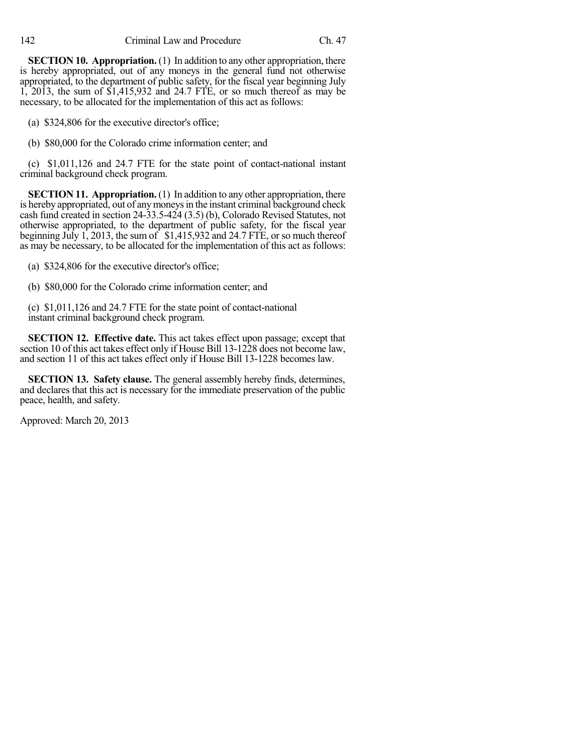**SECTION 10. Appropriation.** (1) In addition to any other appropriation, there is hereby appropriated, out of any moneys in the general fund not otherwise appropriated, to the department of public safety, for the fiscal year beginning July 1, 2013, the sum of $1,415,932 and 24.7 FTE, or so much thereof as may be necessary, to be allocated for the implementation of this act as follows:

(a) $324,806 for the executive director's office;

(b) $80,000 for the Colorado crime information center; and

(c) $1,011,126 and 24.7 FTE for the state point of contact-national instant criminal background check program.

**SECTION 11. Appropriation.** (1) In addition to any other appropriation, there is hereby appropriated, out of any moneys in the instant criminal background check cash fund created in section 24-33.5-424 (3.5) (b), Colorado Revised Statutes, not otherwise appropriated, to the department of public safety, for the fiscal year beginning July 1, 2013, the sum of $1,415,932 and 24.7 FTE, or so much thereof as may be necessary, to be allocated for the implementation of this act as follows:

(a) $324,806 for the executive director's office;

(b) $80,000 for the Colorado crime information center; and

(c) $1,011,126 and 24.7 FTE for the state point of contact-national instant criminal background check program.

**SECTION 12. Effective date.** This act takes effect upon passage; except that section 10 of this act takes effect only if House Bill 13-1228 does not become law, and section 11 of this act takes effect only if House Bill 13-1228 becomes law.

**SECTION 13. Safety clause.** The general assembly hereby finds, determines, and declares that this act is necessary for the immediate preservation of the public peace, health, and safety.

Approved: March 20, 2013